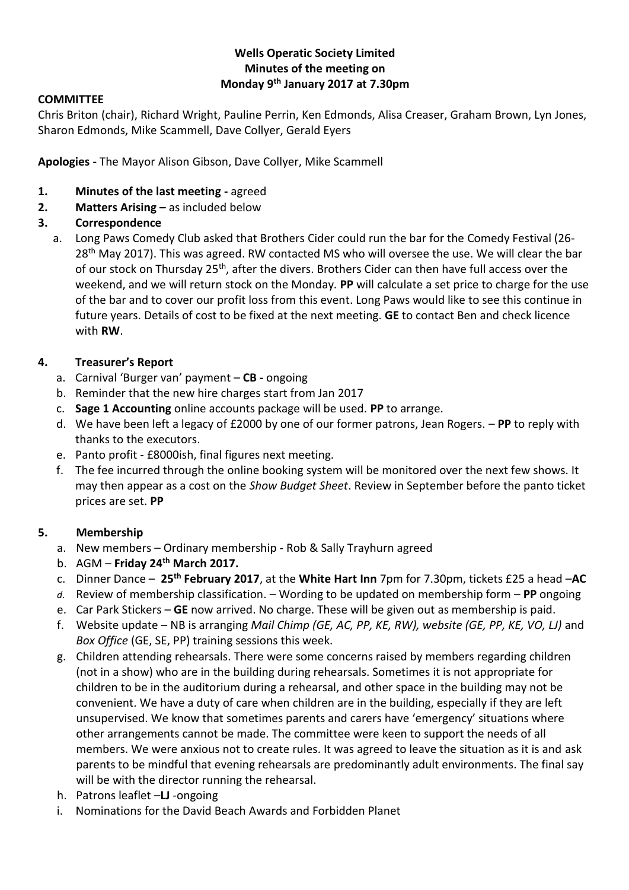**Wells Operatic Society Limited**
**Minutes of the meeting on**
**Monday 9th January 2017 at 7.30pm**

**COMMITTEE**

Chris Briton (chair), Richard Wright, Pauline Perrin, Ken Edmonds, Alisa Creaser, Graham Brown, Lyn Jones, Sharon Edmonds, Mike Scammell, Dave Collyer, Gerald Eyers

**Apologies -** The Mayor Alison Gibson, Dave Collyer, Mike Scammell

1. **Minutes of the last meeting -** agreed
2. **Matters Arising –** as included below
3. **Correspondence**
   a. Long Paws Comedy Club asked that Brothers Cider could run the bar for the Comedy Festival (26-28th May 2017). This was agreed. RW contacted MS who will oversee the use. We will clear the bar of our stock on Thursday 25th, after the divers. Brothers Cider can then have full access over the weekend, and we will return stock on the Monday. **PP** will calculate a set price to charge for the use of the bar and to cover our profit loss from this event. Long Paws would like to see this continue in future years. Details of cost to be fixed at the next meeting. **GE** to contact Ben and check licence with **RW**.

4. **Treasurer's Report**
   a. Carnival 'Burger van' payment – **CB -** ongoing
   b. Reminder that the new hire charges start from Jan 2017
   c. **Sage 1 Accounting** online accounts package will be used. **PP** to arrange.
   d. We have been left a legacy of £2000 by one of our former patrons, Jean Rogers. – **PP** to reply with thanks to the executors.
   e. Panto profit - £8000ish, final figures next meeting.
   f. The fee incurred through the online booking system will be monitored over the next few shows. It may then appear as a cost on the *Show Budget Sheet*. Review in September before the panto ticket prices are set. **PP**

5. **Membership**
   a. New members – Ordinary membership - Rob & Sally Trayhurn agreed
   b. AGM – **Friday 24th March 2017.**
   c. Dinner Dance – **25th February 2017**, at the **White Hart Inn** 7pm for 7.30pm, tickets £25 a head –**AC**
   d. Review of membership classification. – Wording to be updated on membership form – **PP** ongoing
   e. Car Park Stickers – **GE** now arrived. No charge. These will be given out as membership is paid.
   f. Website update – NB is arranging *Mail Chimp (GE, AC, PP, KE, RW), website (GE, PP, KE, VO, LJ)* and *Box Office* (GE, SE, PP) training sessions this week.
   g. Children attending rehearsals. There were some concerns raised by members regarding children (not in a show) who are in the building during rehearsals. Sometimes it is not appropriate for children to be in the auditorium during a rehearsal, and other space in the building may not be convenient. We have a duty of care when children are in the building, especially if they are left unsupervised. We know that sometimes parents and carers have 'emergency' situations where other arrangements cannot be made. The committee were keen to support the needs of all members. We were anxious not to create rules. It was agreed to leave the situation as it is and ask parents to be mindful that evening rehearsals are predominantly adult environments. The final say will be with the director running the rehearsal.
   h. Patrons leaflet –**LJ** -ongoing
   i. Nominations for the David Beach Awards and Forbidden Planet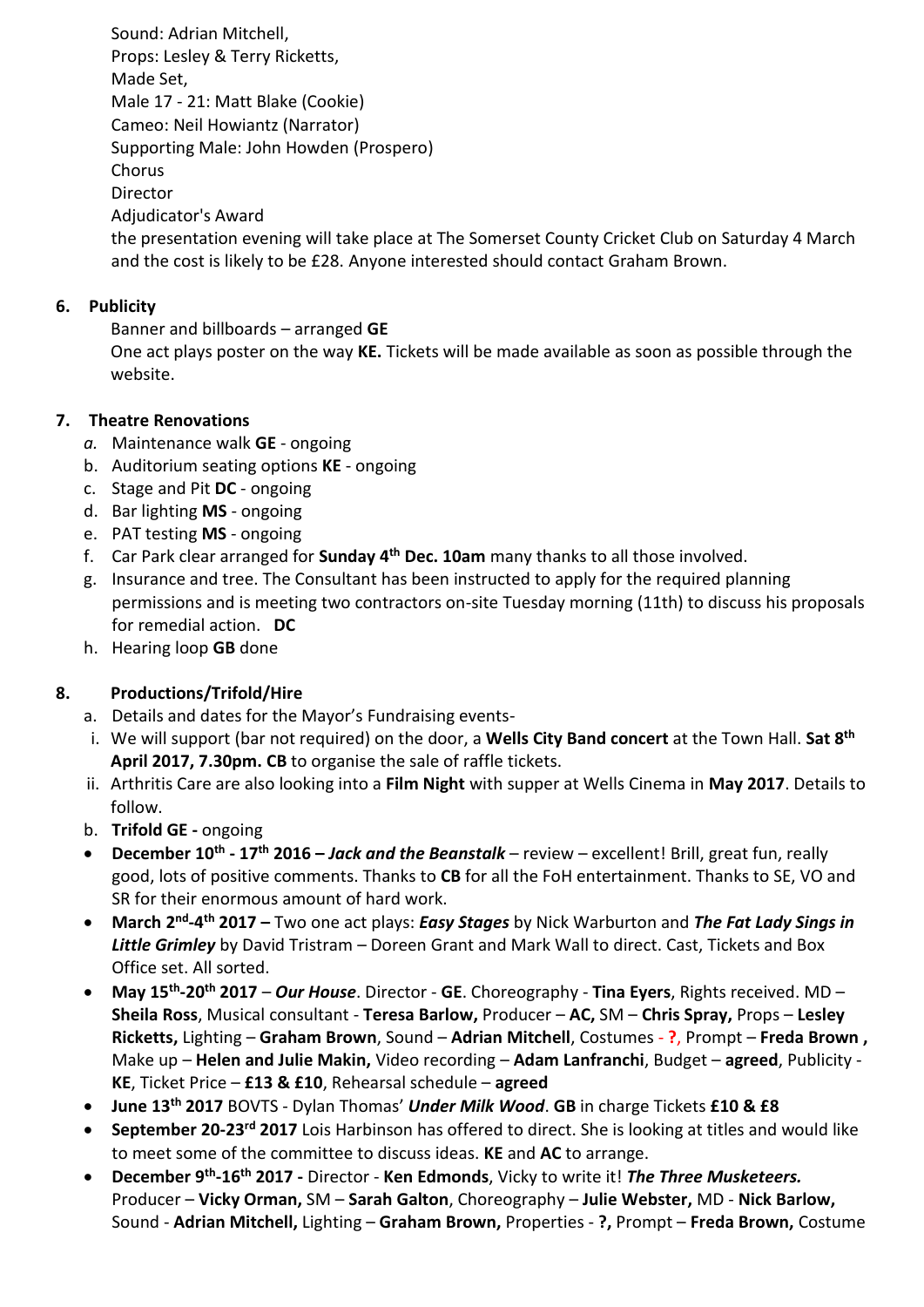Sound: Adrian Mitchell,
Props: Lesley & Terry Ricketts,
Made Set,
Male 17 - 21: Matt Blake (Cookie)
Cameo: Neil Howiantz (Narrator)
Supporting Male: John Howden (Prospero)
Chorus
Director
Adjudicator's Award
the presentation evening will take place at The Somerset County Cricket Club on Saturday 4 March and the cost is likely to be £28. Anyone interested should contact Graham Brown.

**6. Publicity**

Banner and billboards – arranged **GE**
One act plays poster on the way **KE.** Tickets will be made available as soon as possible through the website.

**7. Theatre Renovations**

*a.* Maintenance walk **GE** - ongoing
b. Auditorium seating options **KE** - ongoing
c. Stage and Pit **DC** - ongoing
d. Bar lighting **MS** - ongoing
e. PAT testing **MS** - ongoing
f. Car Park clear arranged for **Sunday 4th Dec. 10am** many thanks to all those involved.
g. Insurance and tree. The Consultant has been instructed to apply for the required planning permissions and is meeting two contractors on-site Tuesday morning (11th) to discuss his proposals for remedial action. **DC**
h. Hearing loop **GB** done

**8. Productions/Trifold/Hire**

a. Details and dates for the Mayor's Fundraising events-
 i. We will support (bar not required) on the door, a **Wells City Band concert** at the Town Hall. **Sat 8th April 2017, 7.30pm. CB** to organise the sale of raffle tickets.
 ii. Arthritis Care are also looking into a **Film Night** with supper at Wells Cinema in **May 2017**. Details to follow.
b. **Trifold GE -** ongoing

- **December 10th - 17th 2016 –** ***Jack and the Beanstalk*** – review – excellent! Brill, great fun, really good, lots of positive comments. Thanks to **CB** for all the FoH entertainment. Thanks to SE, VO and SR for their enormous amount of hard work.
- **March 2nd-4th 2017 –** Two one act plays: ***Easy Stages*** by Nick Warburton and ***The Fat Lady Sings in Little Grimley*** by David Tristram – Doreen Grant and Mark Wall to direct. Cast, Tickets and Box Office set. All sorted.
- **May 15th-20th 2017** – ***Our House***. Director - **GE**. Choreography - **Tina Eyers**, Rights received. MD – **Sheila Ross**, Musical consultant - **Teresa Barlow,** Producer – **AC,** SM – **Chris Spray,** Props – **Lesley Ricketts,** Lighting – **Graham Brown**, Sound – **Adrian Mitchell**, Costumes - **?**, Prompt – **Freda Brown ,** Make up – **Helen and Julie Makin,** Video recording – **Adam Lanfranchi**, Budget – **agreed**, Publicity - **KE**, Ticket Price – **£13 & £10**, Rehearsal schedule – **agreed**
- **June 13th 2017** BOVTS - Dylan Thomas' ***Under Milk Wood***. **GB** in charge Tickets **£10 & £8**
- **September 20-23rd 2017** Lois Harbinson has offered to direct. She is looking at titles and would like to meet some of the committee to discuss ideas. **KE** and **AC** to arrange.
- **December 9th-16th 2017 -** Director - **Ken Edmonds**, Vicky to write it! ***The Three Musketeers.*** Producer – **Vicky Orman,** SM – **Sarah Galton**, Choreography – **Julie Webster,** MD - **Nick Barlow,** Sound - **Adrian Mitchell,** Lighting – **Graham Brown,** Properties - **?,** Prompt – **Freda Brown,** Costume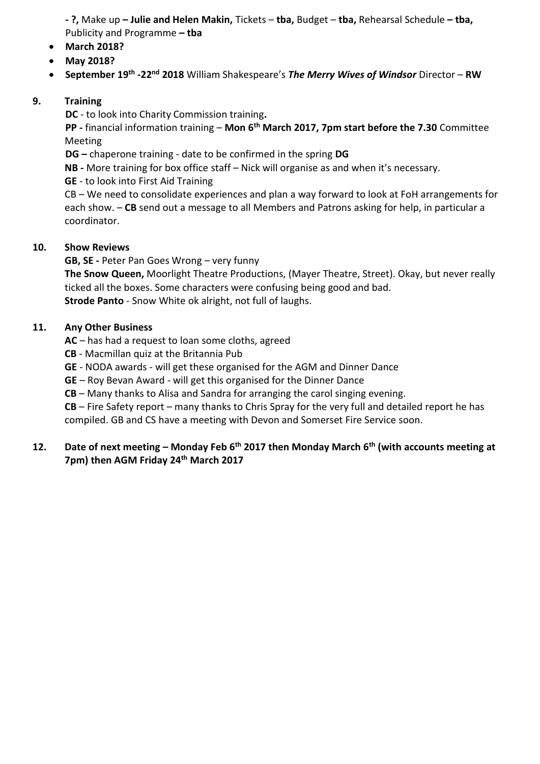**- ?,** Make up **– Julie and Helen Makin,** Tickets – **tba,** Budget – **tba,** Rehearsal Schedule **– tba,** Publicity and Programme **– tba**

- **March 2018?**
- **May 2018?**
- **September 19th -22nd 2018** William Shakespeare's ***The Merry Wives of Windsor*** Director – **RW**

**9. Training**

**DC** - to look into Charity Commission training**.**

**PP -** financial information training – **Mon 6th March 2017, 7pm start before the 7.30** Committee Meeting

**DG –** chaperone training - date to be confirmed in the spring **DG**

**NB -** More training for box office staff – Nick will organise as and when it's necessary.

**GE** - to look into First Aid Training

CB – We need to consolidate experiences and plan a way forward to look at FoH arrangements for each show. – **CB** send out a message to all Members and Patrons asking for help, in particular a coordinator.

**10. Show Reviews**

**GB, SE -** Peter Pan Goes Wrong – very funny

**The Snow Queen,** Moorlight Theatre Productions, (Mayer Theatre, Street). Okay, but never really ticked all the boxes. Some characters were confusing being good and bad.

**Strode Panto** - Snow White ok alright, not full of laughs.

**11. Any Other Business**

**AC** – has had a request to loan some cloths, agreed

**CB** - Macmillan quiz at the Britannia Pub

**GE** - NODA awards - will get these organised for the AGM and Dinner Dance

**GE** – Roy Bevan Award - will get this organised for the Dinner Dance

**CB** – Many thanks to Alisa and Sandra for arranging the carol singing evening.

**CB** – Fire Safety report – many thanks to Chris Spray for the very full and detailed report he has compiled. GB and CS have a meeting with Devon and Somerset Fire Service soon.

**12. Date of next meeting – Monday Feb 6th 2017 then Monday March 6th (with accounts meeting at 7pm) then AGM Friday 24th March 2017**